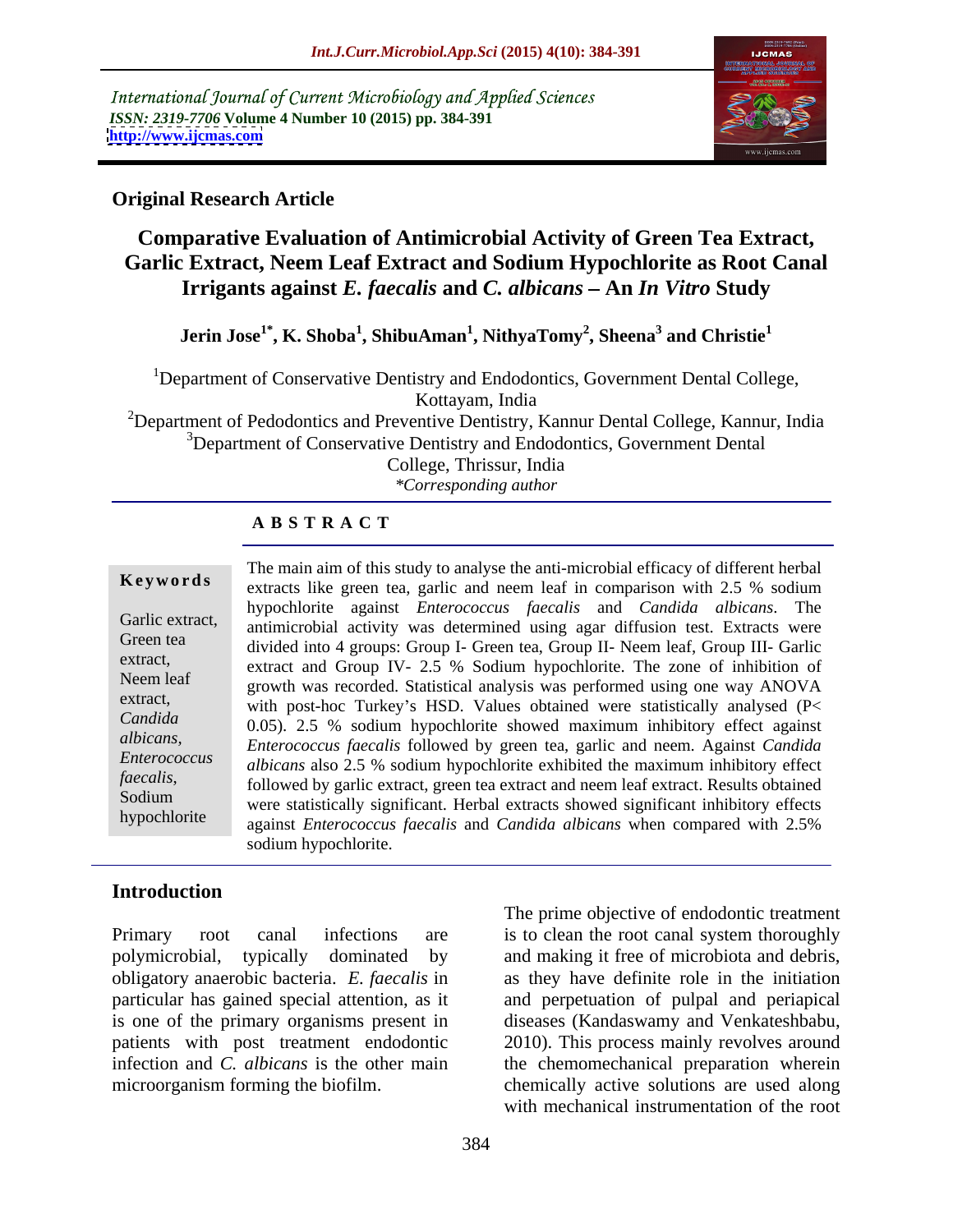International Journal of Current Microbiology and Applied Sciences
*ISSN: 2319-7706* **Volume 4 Number 10 (2015) pp. 384-391**
**http://www.ijcmas.com**

**Original Research Article**

# Comparative Evaluation of Antimicrobial Activity of Green Tea Extract, Garlic Extract, Neem Leaf Extract and Sodium Hypochlorite as Root Canal Irrigants against *E. faecalis* and *C. albicans* – An *In Vitro* Study

**Jerin Jose[1*], K. Shoba[1], ShibuAman[1], NithyaTomy[2], Sheena[3] and Christie[1]**

[1]Department of Conservative Dentistry and Endodontics, Government Dental College, Kottayam, India

[2]Department of Pedodontics and Preventive Dentistry, Kannur Dental College, Kannur, India

[3]Department of Conservative Dentistry and Endodontics, Government Dental College, Thrissur, India

*\*Corresponding author*

## A B S T R A C T

**Keywords**

Garlic extract, Green tea extract, Neem leaf extract, *Candida albicans*, *Enterococcus faecalis*, Sodium hypochlorite

The main aim of this study to analyse the anti-microbial efficacy of different herbal extracts like green tea, garlic and neem leaf in comparison with 2.5 % sodium hypochlorite against *Enterococcus faecalis* and *Candida albicans*. The antimicrobial activity was determined using agar diffusion test. Extracts were divided into 4 groups: Group I- Green tea, Group II- Neem leaf, Group III- Garlic extract and Group IV- 2.5 % Sodium hypochlorite. The zone of inhibition of growth was recorded. Statistical analysis was performed using one way ANOVA with post-hoc Turkey's HSD. Values obtained were statistically analysed ($P < 0.05$). 2.5 % sodium hypochlorite showed maximum inhibitory effect against *Enterococcus faecalis* followed by green tea, garlic and neem. Against *Candida albicans* also 2.5 % sodium hypochlorite exhibited the maximum inhibitory effect followed by garlic extract, green tea extract and neem leaf extract. Results obtained were statistically significant. Herbal extracts showed significant inhibitory effects against *Enterococcus faecalis* and *Candida albicans* when compared with 2.5% sodium hypochlorite.

## Introduction

Primary root canal infections are polymicrobial, typically dominated by obligatory anaerobic bacteria. *E. faecalis* in particular has gained special attention, as it is one of the primary organisms present in patients with post treatment endodontic infection and *C. albicans* is the other main microorganism forming the biofilm.

The prime objective of endodontic treatment is to clean the root canal system thoroughly and making it free of microbiota and debris, as they have definite role in the initiation and perpetuation of pulpal and periapical diseases (Kandaswamy and Venkateshbabu, 2010). This process mainly revolves around the chemomechanical preparation wherein chemically active solutions are used along with mechanical instrumentation of the root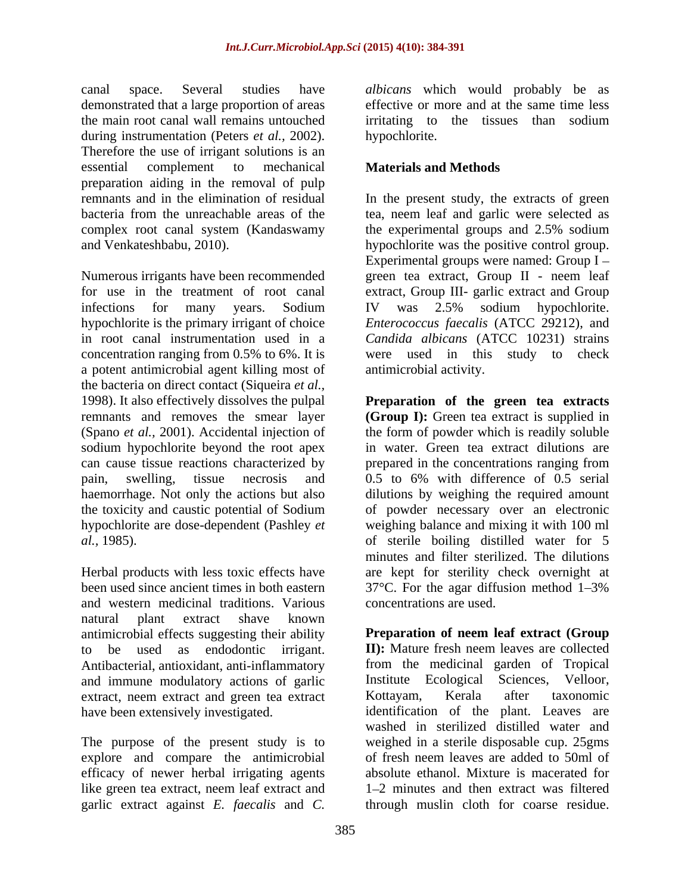canal space. Several studies have demonstrated that a large proportion of areas the main root canal wall remains untouched during instrumentation (Peters *et al.,* 2002). Therefore the use of irrigant solutions is an essential complement to mechanical preparation aiding in the removal of pulp remnants and in the elimination of residual bacteria from the unreachable areas of the complex root canal system (Kandaswamy and Venkateshbabu, 2010).

Numerous irrigants have been recommended for use in the treatment of root canal infections for many years. Sodium hypochlorite is the primary irrigant of choice in root canal instrumentation used in a concentration ranging from 0.5% to 6%. It is a potent antimicrobial agent killing most of the bacteria on direct contact (Siqueira *et al.,* 1998). It also effectively dissolves the pulpal remnants and removes the smear layer (Spano *et al.,* 2001). Accidental injection of sodium hypochlorite beyond the root apex can cause tissue reactions characterized by pain, swelling, tissue necrosis and haemorrhage. Not only the actions but also the toxicity and caustic potential of Sodium hypochlorite are dose-dependent (Pashley *et al.,* 1985).

Herbal products with less toxic effects have been used since ancient times in both eastern and western medicinal traditions. Various natural plant extract shave known antimicrobial effects suggesting their ability to be used as endodontic irrigant. Antibacterial, antioxidant, anti-inflammatory and immune modulatory actions of garlic extract, neem extract and green tea extract have been extensively investigated.

The purpose of the present study is to explore and compare the antimicrobial efficacy of newer herbal irrigating agents like green tea extract, neem leaf extract and garlic extract against *E. faecalis* and *C. albicans* which would probably be as effective or more and at the same time less irritating to the tissues than sodium hypochlorite.

## Materials and Methods

In the present study, the extracts of green tea, neem leaf and garlic were selected as the experimental groups and 2.5% sodium hypochlorite was the positive control group. Experimental groups were named: Group I – green tea extract, Group II - neem leaf extract, Group III- garlic extract and Group IV was 2.5% sodium hypochlorite. *Enterococcus faecalis* (ATCC 29212), and *Candida albicans* (ATCC 10231) strains were used in this study to check antimicrobial activity.

**Preparation of the green tea extracts (Group I):** Green tea extract is supplied in the form of powder which is readily soluble in water. Green tea extract dilutions are prepared in the concentrations ranging from 0.5 to 6% with difference of 0.5 serial dilutions by weighing the required amount of powder necessary over an electronic weighing balance and mixing it with 100 ml of sterile boiling distilled water for 5 minutes and filter sterilized. The dilutions are kept for sterility check overnight at 37°C. For the agar diffusion method 1–3% concentrations are used.

**Preparation of neem leaf extract (Group II):** Mature fresh neem leaves are collected from the medicinal garden of Tropical Institute Ecological Sciences, Velloor, Kottayam, Kerala after taxonomic identification of the plant. Leaves are washed in sterilized distilled water and weighed in a sterile disposable cup. 25gms of fresh neem leaves are added to 50ml of absolute ethanol. Mixture is macerated for 1–2 minutes and then extract was filtered through muslin cloth for coarse residue.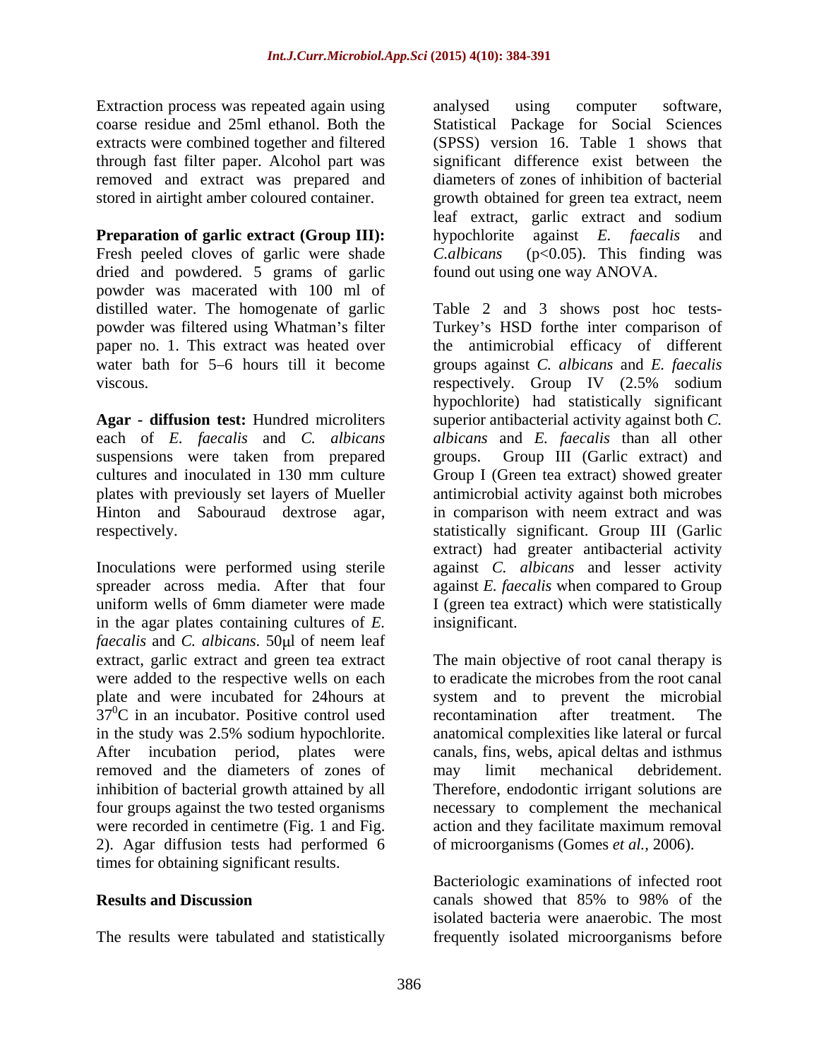Extraction process was repeated again using coarse residue and 25ml ethanol. Both the extracts were combined together and filtered through fast filter paper. Alcohol part was removed and extract was prepared and stored in airtight amber coloured container.

**Preparation of garlic extract (Group III):** Fresh peeled cloves of garlic were shade dried and powdered. 5 grams of garlic powder was macerated with 100 ml of distilled water. The homogenate of garlic powder was filtered using Whatman's filter paper no. 1. This extract was heated over water bath for 5–6 hours till it become viscous.

**Agar - diffusion test:** Hundred microliters each of *E. faecalis* and *C. albicans* suspensions were taken from prepared cultures and inoculated in 130 mm culture plates with previously set layers of Mueller Hinton and Sabouraud dextrose agar, respectively.

Inoculations were performed using sterile spreader across media. After that four uniform wells of 6mm diameter were made in the agar plates containing cultures of *E. faecalis* and *C. albicans*. 50μl of neem leaf extract, garlic extract and green tea extract were added to the respective wells on each plate and were incubated for 24hours at $37^0$C in an incubator. Positive control used in the study was 2.5% sodium hypochlorite. After incubation period, plates were removed and the diameters of zones of inhibition of bacterial growth attained by all four groups against the two tested organisms were recorded in centimetre (Fig. 1 and Fig. 2). Agar diffusion tests had performed 6 times for obtaining significant results.

## Results and Discussion

The results were tabulated and statistically analysed using computer software, Statistical Package for Social Sciences (SPSS) version 16. Table 1 shows that significant difference exist between the diameters of zones of inhibition of bacterial growth obtained for green tea extract, neem leaf extract, garlic extract and sodium hypochlorite against *E. faecalis* and *C.albicans* ($p<0.05$). This finding was found out using one way ANOVA.

Table 2 and 3 shows post hoc tests- Turkey's HSD forthe inter comparison of the antimicrobial efficacy of different groups against *C. albicans* and *E. faecalis* respectively. Group IV (2.5% sodium hypochlorite) had statistically significant superior antibacterial activity against both *C. albicans* and *E. faecalis* than all other groups. Group III (Garlic extract) and Group I (Green tea extract) showed greater antimicrobial activity against both microbes in comparison with neem extract and was statistically significant. Group III (Garlic extract) had greater antibacterial activity against *C. albicans* and lesser activity against *E. faecalis* when compared to Group I (green tea extract) which were statistically insignificant.

The main objective of root canal therapy is to eradicate the microbes from the root canal system and to prevent the microbial recontamination after treatment. The anatomical complexities like lateral or furcal canals, fins, webs, apical deltas and isthmus may limit mechanical debridement. Therefore, endodontic irrigant solutions are necessary to complement the mechanical action and they facilitate maximum removal of microorganisms (Gomes *et al.,* 2006).

Bacteriologic examinations of infected root canals showed that 85% to 98% of the isolated bacteria were anaerobic. The most frequently isolated microorganisms before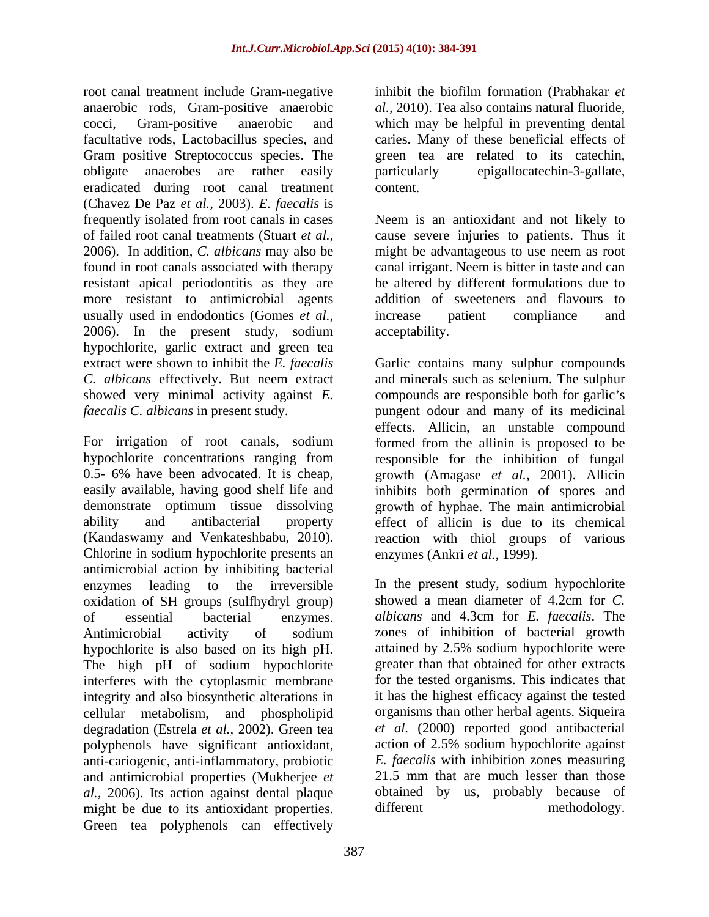root canal treatment include Gram-negative anaerobic rods, Gram-positive anaerobic cocci, Gram-positive anaerobic and facultative rods, Lactobacillus species, and Gram positive Streptococcus species. The obligate anaerobes are rather easily eradicated during root canal treatment (Chavez De Paz *et al.,* 2003). *E. faecalis* is frequently isolated from root canals in cases of failed root canal treatments (Stuart *et al.,* 2006). In addition, *C. albicans* may also be found in root canals associated with therapy resistant apical periodontitis as they are more resistant to antimicrobial agents usually used in endodontics (Gomes *et al.,* 2006). In the present study, sodium hypochlorite, garlic extract and green tea extract were shown to inhibit the *E. faecalis C. albicans* effectively. But neem extract showed very minimal activity against *E. faecalis C. albicans* in present study.

For irrigation of root canals, sodium hypochlorite concentrations ranging from 0.5- 6% have been advocated. It is cheap, easily available, having good shelf life and demonstrate optimum tissue dissolving ability and antibacterial property (Kandaswamy and Venkateshbabu, 2010). Chlorine in sodium hypochlorite presents an antimicrobial action by inhibiting bacterial enzymes leading to the irreversible oxidation of SH groups (sulfhydryl group) of essential bacterial enzymes. Antimicrobial activity of sodium hypochlorite is also based on its high pH. The high pH of sodium hypochlorite interferes with the cytoplasmic membrane integrity and also biosynthetic alterations in cellular metabolism, and phospholipid degradation (Estrela *et al.,* 2002). Green tea polyphenols have significant antioxidant, anti-cariogenic, anti-inflammatory, probiotic and antimicrobial properties (Mukherjee *et al.,* 2006). Its action against dental plaque might be due to its antioxidant properties. Green tea polyphenols can effectively inhibit the biofilm formation (Prabhakar *et al.,* 2010). Tea also contains natural fluoride, which may be helpful in preventing dental caries. Many of these beneficial effects of green tea are related to its catechin, particularly epigallocatechin-3-gallate, content.

Neem is an antioxidant and not likely to cause severe injuries to patients. Thus it might be advantageous to use neem as root canal irrigant. Neem is bitter in taste and can be altered by different formulations due to addition of sweeteners and flavours to increase patient compliance and acceptability.

Garlic contains many sulphur compounds and minerals such as selenium. The sulphur compounds are responsible both for garlic's pungent odour and many of its medicinal effects. Allicin, an unstable compound formed from the allinin is proposed to be responsible for the inhibition of fungal growth (Amagase *et al.,* 2001). Allicin inhibits both germination of spores and growth of hyphae. The main antimicrobial effect of allicin is due to its chemical reaction with thiol groups of various enzymes (Ankri *et al.,* 1999).

In the present study, sodium hypochlorite showed a mean diameter of 4.2cm for *C. albicans* and 4.3cm for *E. faecalis*. The zones of inhibition of bacterial growth attained by 2.5% sodium hypochlorite were greater than that obtained for other extracts for the tested organisms. This indicates that it has the highest efficacy against the tested organisms than other herbal agents. Siqueira *et al.* (2000) reported good antibacterial action of 2.5% sodium hypochlorite against *E. faecalis* with inhibition zones measuring 21.5 mm that are much lesser than those obtained by us, probably because of different methodology.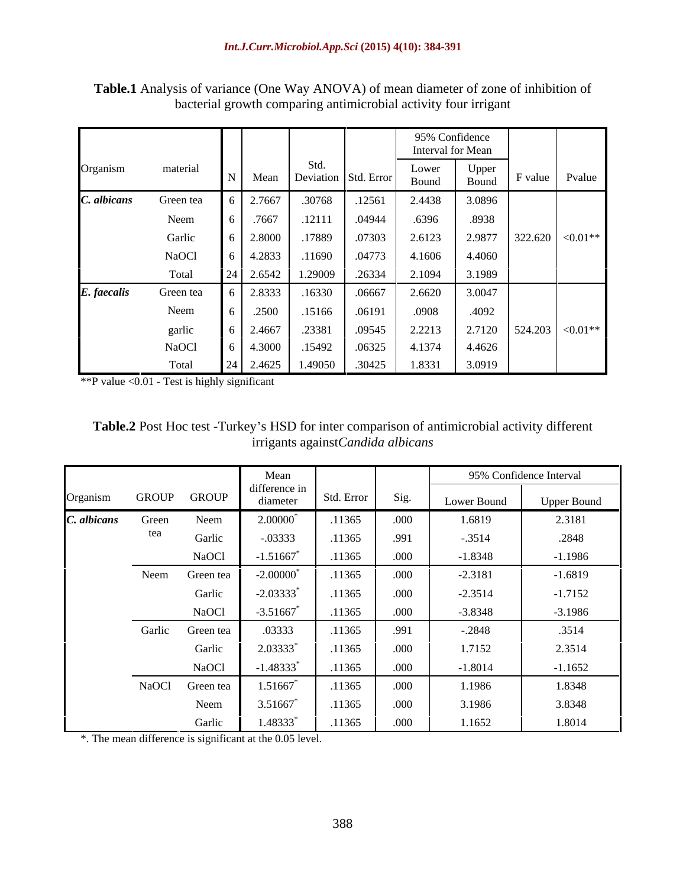**Table.1** Analysis of variance (One Way ANOVA) of mean diameter of zone of inhibition of bacterial growth comparing antimicrobial activity four irrigant

| Organism | material | N | Mean | Std. Deviation | Std. Error | 95% Confidence Interval for Mean | | F value | Pvalue |
|---|---|---|---|---|---|---|---|---|---|
| | | | | | | Lower Bound | Upper Bound | | |
| *C. albicans* | Green tea | 6 | 2.7667 | .30768 | .12561 | 2.4438 | 3.0896 | 322.620 | <0.01** |
| | Neem | 6 | .7667 | .12111 | .04944 | .6396 | .8938 | | |
| | Garlic | 6 | 2.8000 | .17889 | .07303 | 2.6123 | 2.9877 | | |
| | NaOCl | 6 | 4.2833 | .11690 | .04773 | 4.1606 | 4.4060 | | |
| | Total | 24 | 2.6542 | 1.29009 | .26334 | 2.1094 | 3.1989 | | |
| *E. faecalis* | Green tea | 6 | 2.8333 | .16330 | .06667 | 2.6620 | 3.0047 | 524.203 | <0.01** |
| | Neem | 6 | .2500 | .15166 | .06191 | .0908 | .4092 | | |
| | garlic | 6 | 2.4667 | .23381 | .09545 | 2.2213 | 2.7120 | | |
| | NaOCl | 6 | 4.3000 | .15492 | .06325 | 4.1374 | 4.4626 | | |
| | Total | 24 | 2.4625 | 1.49050 | .30425 | 1.8331 | 3.0919 | | |

**P value <0.01 - Test is highly significant

**Table.2** Post Hoc test -Turkey's HSD for inter comparison of antimicrobial activity different irrigants against*Candida albicans*

| Organism | GROUP | GROUP | Mean difference in diameter | Std. Error | Sig. | 95% Confidence Interval | |
|---|---|---|---|---|---|---|---|
| | | | | | | Lower Bound | Upper Bound |
| *C. albicans* | Green tea | Neem | 2.00000* | .11365 | .000 | 1.6819 | 2.3181 |
| | | Garlic | -.03333 | .11365 | .991 | -.3514 | .2848 |
| | | NaOCl | -1.51667* | .11365 | .000 | -1.8348 | -1.1986 |
| | Neem | Green tea | -2.00000* | .11365 | .000 | -2.3181 | -1.6819 |
| | | Garlic | -2.03333* | .11365 | .000 | -2.3514 | -1.7152 |
| | | NaOCl | -3.51667* | .11365 | .000 | -3.8348 | -3.1986 |
| | Garlic | Green tea | .03333 | .11365 | .991 | -.2848 | .3514 |
| | | Garlic | 2.03333* | .11365 | .000 | 1.7152 | 2.3514 |
| | | NaOCl | -1.48333* | .11365 | .000 | -1.8014 | -1.1652 |
| | NaOCl | Green tea | 1.51667* | .11365 | .000 | 1.1986 | 1.8348 |
| | | Neem | 3.51667* | .11365 | .000 | 3.1986 | 3.8348 |
| | | Garlic | 1.48333* | .11365 | .000 | 1.1652 | 1.8014 |

*. The mean difference is significant at the 0.05 level.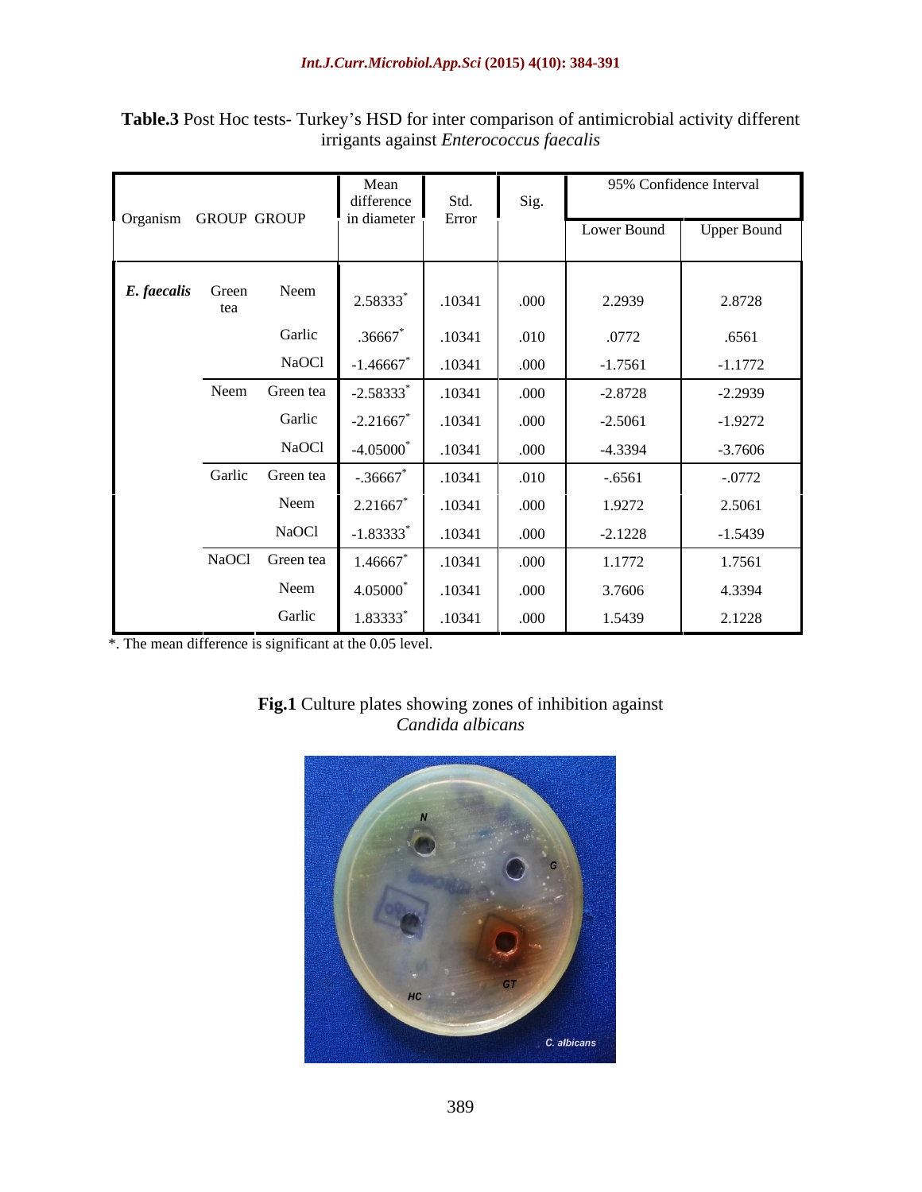**Table.3** Post Hoc tests- Turkey's HSD for inter comparison of antimicrobial activity different irrigants against *Enterococcus faecalis*

| Organism | GROUP | GROUP | Mean difference in diameter | Std. Error | Sig. | 95% Confidence Interval | |
|---|---|---|---|---|---|---|---|
| | | | | | | Lower Bound | Upper Bound |
| ***E. faecalis*** | Green tea | Neem | 2.58333* | .10341 | .000 | 2.2939 | 2.8728 |
| | | Garlic | .36667* | .10341 | .010 | .0772 | .6561 |
| | | NaOCl | -1.46667* | .10341 | .000 | -1.7561 | -1.1772 |
| | Neem | Green tea | -2.58333* | .10341 | .000 | -2.8728 | -2.2939 |
| | | Garlic | -2.21667* | .10341 | .000 | -2.5061 | -1.9272 |
| | | NaOCl | -4.05000* | .10341 | .000 | -4.3394 | -3.7606 |
| | Garlic | Green tea | -.36667* | .10341 | .010 | -.6561 | -.0772 |
| | | Neem | 2.21667* | .10341 | .000 | 1.9272 | 2.5061 |
| | | NaOCl | -1.83333* | .10341 | .000 | -2.1228 | -1.5439 |
| | NaOCl | Green tea | 1.46667* | .10341 | .000 | 1.1772 | 1.7561 |
| | | Neem | 4.05000* | .10341 | .000 | 3.7606 | 4.3394 |
| | | Garlic | 1.83333* | .10341 | .000 | 1.5439 | 2.1228 |

*. The mean difference is significant at the 0.05 level.

**Fig.1** Culture plates showing zones of inhibition against *Candida albicans*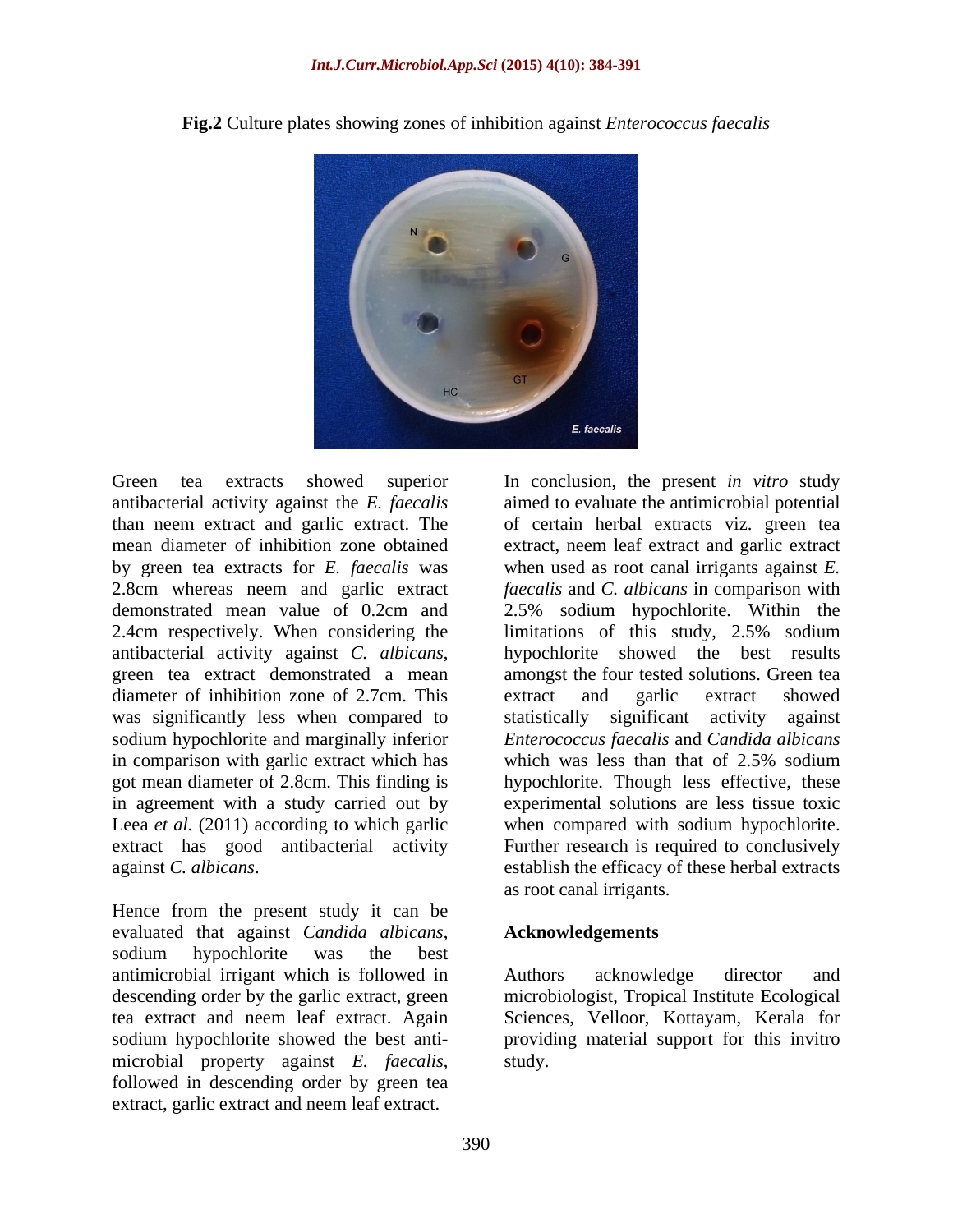**Fig.2** Culture plates showing zones of inhibition against *Enterococcus faecalis*

Green tea extracts showed superior antibacterial activity against the *E. faecalis* than neem extract and garlic extract. The mean diameter of inhibition zone obtained by green tea extracts for *E. faecalis* was 2.8cm whereas neem and garlic extract demonstrated mean value of 0.2cm and 2.4cm respectively. When considering the antibacterial activity against *C. albicans*, green tea extract demonstrated a mean diameter of inhibition zone of 2.7cm. This was significantly less when compared to sodium hypochlorite and marginally inferior in comparison with garlic extract which has got mean diameter of 2.8cm. This finding is in agreement with a study carried out by Leea *et al.* (2011) according to which garlic extract has good antibacterial activity against *C. albicans*.

Hence from the present study it can be evaluated that against *Candida albicans*, sodium hypochlorite was the best antimicrobial irrigant which is followed in descending order by the garlic extract, green tea extract and neem leaf extract. Again sodium hypochlorite showed the best anti-microbial property against *E. faecalis*, followed in descending order by green tea extract, garlic extract and neem leaf extract.

In conclusion, the present *in vitro* study aimed to evaluate the antimicrobial potential of certain herbal extracts viz. green tea extract, neem leaf extract and garlic extract when used as root canal irrigants against *E. faecalis* and *C. albicans* in comparison with 2.5% sodium hypochlorite. Within the limitations of this study, 2.5% sodium hypochlorite showed the best results amongst the four tested solutions. Green tea extract and garlic extract showed statistically significant activity against *Enterococcus faecalis* and *Candida albicans* which was less than that of 2.5% sodium hypochlorite. Though less effective, these experimental solutions are less tissue toxic when compared with sodium hypochlorite. Further research is required to conclusively establish the efficacy of these herbal extracts as root canal irrigants.

## Acknowledgements

Authors acknowledge director and microbiologist, Tropical Institute Ecological Sciences, Velloor, Kottayam, Kerala for providing material support for this invitro study.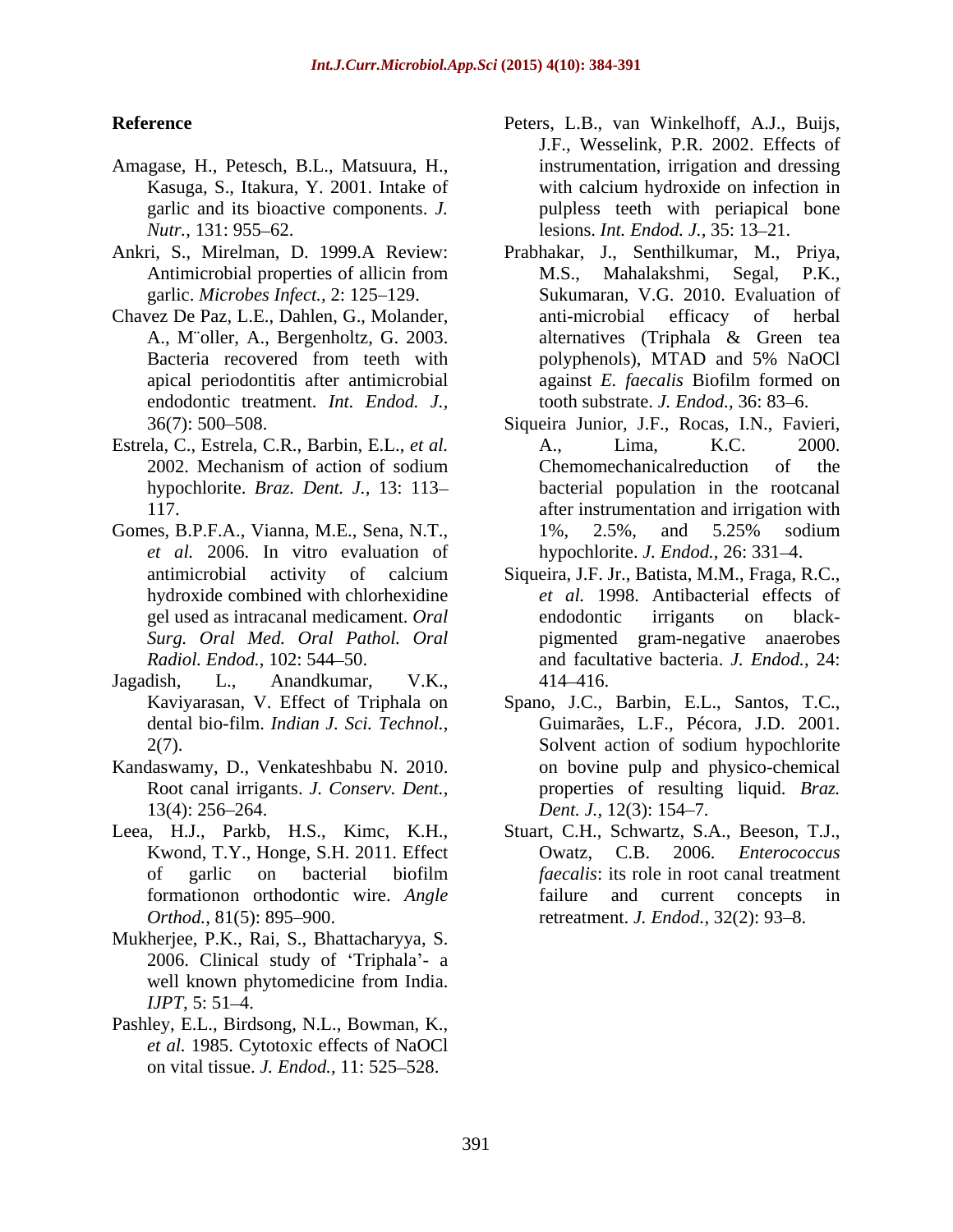## Reference

Amagase, H., Petesch, B.L., Matsuura, H., Kasuga, S., Itakura, Y. 2001. Intake of garlic and its bioactive components. *J. Nutr.,* 131: 955–62.

Ankri, S., Mirelman, D. 1999.A Review: Antimicrobial properties of allicin from garlic. *Microbes Infect.,* 2: 125–129.

Chavez De Paz, L.E., Dahlen, G., Molander, A., M¨oller, A., Bergenholtz, G. 2003. Bacteria recovered from teeth with apical periodontitis after antimicrobial endodontic treatment. *Int. Endod. J.,* 36(7): 500–508.

Estrela, C., Estrela, C.R., Barbin, E.L., *et al.* 2002. Mechanism of action of sodium hypochlorite. *Braz. Dent. J.,* 13: 113–117.

Gomes, B.P.F.A., Vianna, M.E., Sena, N.T., *et al.* 2006. In vitro evaluation of antimicrobial activity of calcium hydroxide combined with chlorhexidine gel used as intracanal medicament. *Oral Surg. Oral Med. Oral Pathol. Oral Radiol. Endod.,* 102: 544–50.

Jagadish, L., Anandkumar, V.K., Kaviyarasan, V. Effect of Triphala on dental bio-film. *Indian J. Sci. Technol.,* 2(7).

Kandaswamy, D., Venkateshbabu N. 2010. Root canal irrigants. *J. Conserv. Dent.,* 13(4): 256–264.

Leea, H.J., Parkb, H.S., Kimc, K.H., Kwond, T.Y., Honge, S.H. 2011. Effect of garlic on bacterial biofilm formationon orthodontic wire. *Angle Orthod.,* 81(5): 895–900.

Mukherjee, P.K., Rai, S., Bhattacharyya, S. 2006. Clinical study of 'Triphala'- a well known phytomedicine from India. *IJPT,* 5: 51–4.

Pashley, E.L., Birdsong, N.L., Bowman, K., *et al.* 1985. Cytotoxic effects of NaOCl on vital tissue. *J. Endod.,* 11: 525–528.

Peters, L.B., van Winkelhoff, A.J., Buijs, J.F., Wesselink, P.R. 2002. Effects of instrumentation, irrigation and dressing with calcium hydroxide on infection in pulpless teeth with periapical bone lesions. *Int. Endod. J.,* 35: 13–21.

Prabhakar, J., Senthilkumar, M., Priya, M.S., Mahalakshmi, Segal, P.K., Sukumaran, V.G. 2010. Evaluation of anti-microbial efficacy of herbal alternatives (Triphala & Green tea polyphenols), MTAD and 5% NaOCl against *E. faecalis* Biofilm formed on tooth substrate. *J. Endod.,* 36: 83–6.

Siqueira Junior, J.F., Rocas, I.N., Favieri, A., Lima, K.C. 2000. Chemomechanicalreduction of the bacterial population in the rootcanal after instrumentation and irrigation with 1%, 2.5%, and 5.25% sodium hypochlorite. *J. Endod.,* 26: 331–4.

Siqueira, J.F. Jr., Batista, M.M., Fraga, R.C., *et al.* 1998. Antibacterial effects of endodontic irrigants on black-pigmented gram-negative anaerobes and facultative bacteria. *J. Endod.,* 24: 414–416.

Spano, J.C., Barbin, E.L., Santos, T.C., Guimarães, L.F., Pécora, J.D. 2001. Solvent action of sodium hypochlorite on bovine pulp and physico-chemical properties of resulting liquid. *Braz. Dent. J.,* 12(3): 154–7.

Stuart, C.H., Schwartz, S.A., Beeson, T.J., Owatz, C.B. 2006. *Enterococcus faecalis*: its role in root canal treatment failure and current concepts in retreatment. *J. Endod.,* 32(2): 93–8.